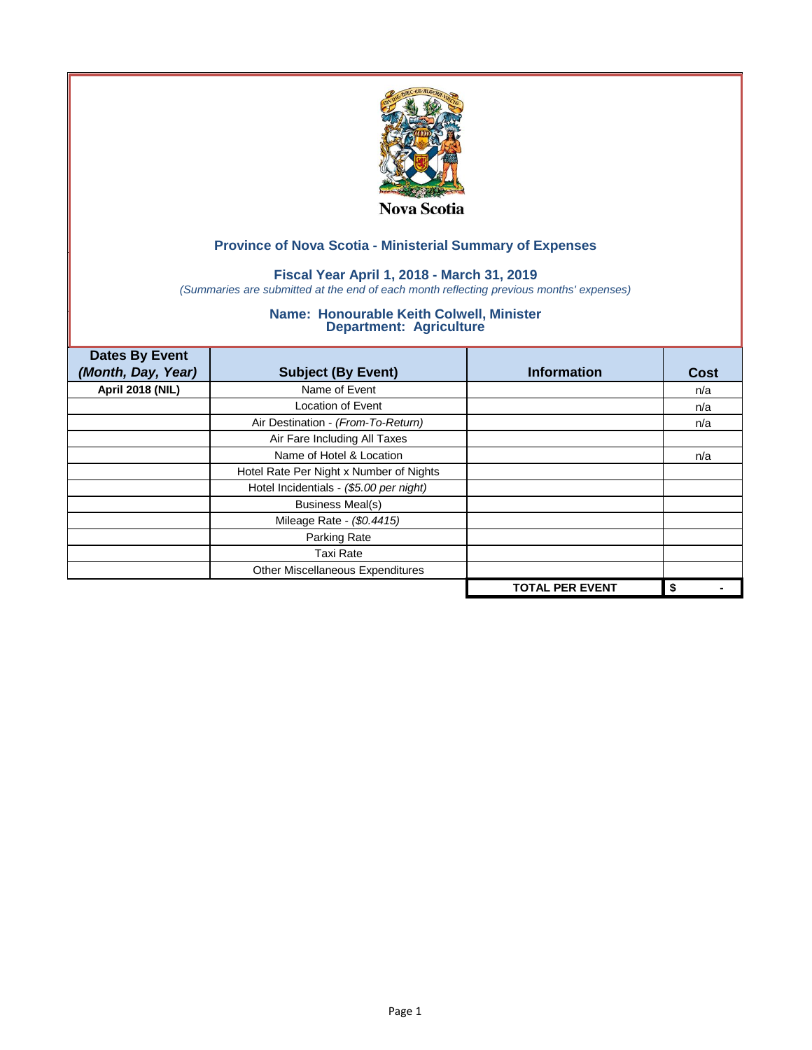Nova Scotia

## Province of Nova Scotia - Ministerial Summary of Expenses

### Fiscal Year April 1, 2018 - March 31, 2019

*(Summaries are submitted at the end of each month reflecting previous months' expenses)*

### Name: Honourable Keith Colwell, Minister
### Department: Agriculture

| Dates By Event *(Month, Day, Year)* | Subject (By Event) | Information | Cost |
|---|---|---|---|
| **April 2018 (NIL)** | Name of Event | | n/a |
| | Location of Event | | n/a |
| | Air Destination - *(From-To-Return)* | | n/a |
| | Air Fare Including All Taxes | | |
| | Name of Hotel & Location | | n/a |
| | Hotel Rate Per Night x Number of Nights | | |
| | Hotel Incidentials - *($5.00 per night)* | | |
| | Business Meal(s) | | |
| | Mileage Rate - *($0.4415)* | | |
| | Parking Rate | | |
| | Taxi Rate | | |
| | Other Miscellaneous Expenditures | | |
| | | **TOTAL PER EVENT** | **$ -** |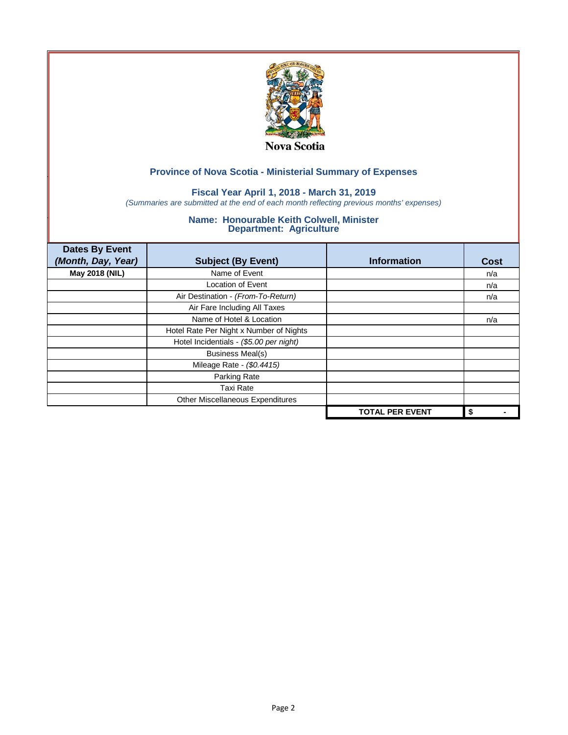Nova Scotia

## Province of Nova Scotia - Ministerial Summary of Expenses

### Fiscal Year April 1, 2018 - March 31, 2019

*(Summaries are submitted at the end of each month reflecting previous months' expenses)*

### Name: Honourable Keith Colwell, Minister
### Department: Agriculture

| Dates By Event *(Month, Day, Year)* | Subject (By Event) | Information | Cost |
|---|---|---|---|
| **May 2018 (NIL)** | Name of Event | | n/a |
| | Location of Event | | n/a |
| | Air Destination - *(From-To-Return)* | | n/a |
| | Air Fare Including All Taxes | | |
| | Name of Hotel & Location | | n/a |
| | Hotel Rate Per Night x Number of Nights | | |
| | Hotel Incidentials - *($5.00 per night)* | | |
| | Business Meal(s) | | |
| | Mileage Rate - *($0.4415)* | | |
| | Parking Rate | | |
| | Taxi Rate | | |
| | Other Miscellaneous Expenditures | | |
| | | **TOTAL PER EVENT** | **$ -** |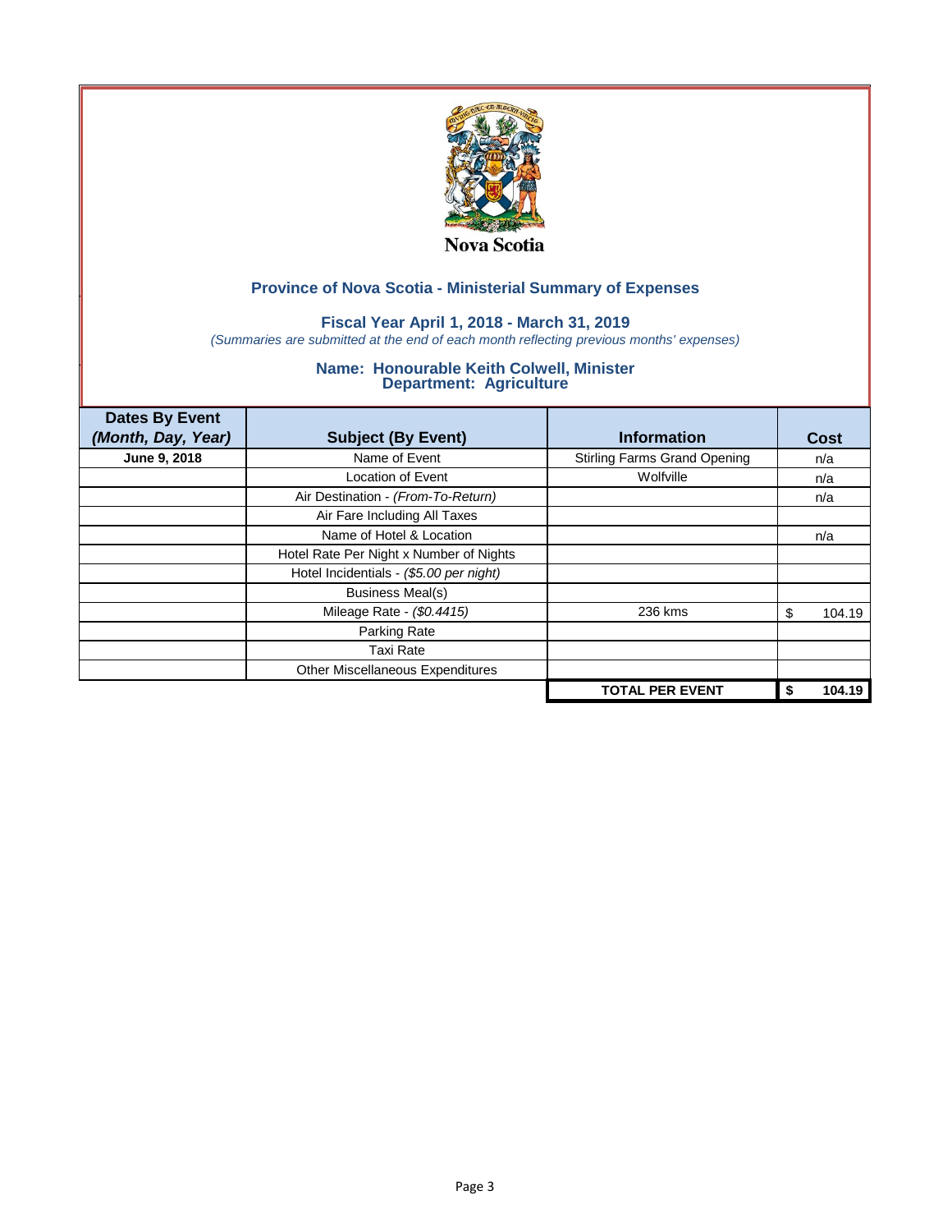Nova Scotia

## Province of Nova Scotia - Ministerial Summary of Expenses

### Fiscal Year April 1, 2018 - March 31, 2019

*(Summaries are submitted at the end of each month reflecting previous months' expenses)*

### Name: Honourable Keith Colwell, Minister
### Department: Agriculture

| Dates By Event *(Month, Day, Year)* | Subject (By Event) | Information | Cost |
|---|---|---|---|
| **June 9, 2018** | Name of Event | Stirling Farms Grand Opening | n/a |
| | Location of Event | Wolfville | n/a |
| | Air Destination - *(From-To-Return)* | | n/a |
| | Air Fare Including All Taxes | | |
| | Name of Hotel & Location | | n/a |
| | Hotel Rate Per Night x Number of Nights | | |
| | Hotel Incidentials - *($5.00 per night)* | | |
| | Business Meal(s) | | |
| | Mileage Rate - *($0.4415)* | 236 kms | $ 104.19 |
| | Parking Rate | | |
| | Taxi Rate | | |
| | Other Miscellaneous Expenditures | | |
| | | **TOTAL PER EVENT** | **$ 104.19** |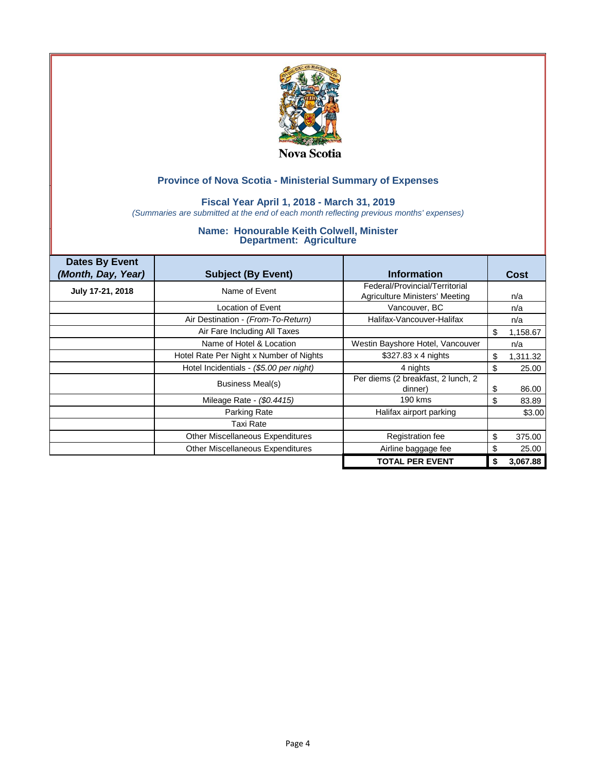Nova Scotia

## Province of Nova Scotia - Ministerial Summary of Expenses

### Fiscal Year April 1, 2018 - March 31, 2019

*(Summaries are submitted at the end of each month reflecting previous months' expenses)*

### Name: Honourable Keith Colwell, Minister
### Department: Agriculture

| Dates By Event *(Month, Day, Year)* | Subject (By Event) | Information | Cost |
|---|---|---|---|
| **July 17-21, 2018** | Name of Event | Federal/Provincial/Territorial Agriculture Ministers' Meeting | n/a |
| | Location of Event | Vancouver, BC | n/a |
| | Air Destination - *(From-To-Return)* | Halifax-Vancouver-Halifax | n/a |
| | Air Fare Including All Taxes | | $ 1,158.67 |
| | Name of Hotel & Location | Westin Bayshore Hotel, Vancouver | n/a |
| | Hotel Rate Per Night x Number of Nights | $327.83 x 4 nights | $ 1,311.32 |
| | Hotel Incidentials - *($5.00 per night)* | 4 nights | $ 25.00 |
| | Business Meal(s) | Per diems (2 breakfast, 2 lunch, 2 dinner) | $ 86.00 |
| | Mileage Rate - *($0.4415)* | 190 kms | $ 83.89 |
| | Parking Rate | Halifax airport parking | $3.00 |
| | Taxi Rate | | |
| | Other Miscellaneous Expenditures | Registration fee | $ 375.00 |
| | Other Miscellaneous Expenditures | Airline baggage fee | $ 25.00 |
| | | **TOTAL PER EVENT** | **$ 3,067.88** |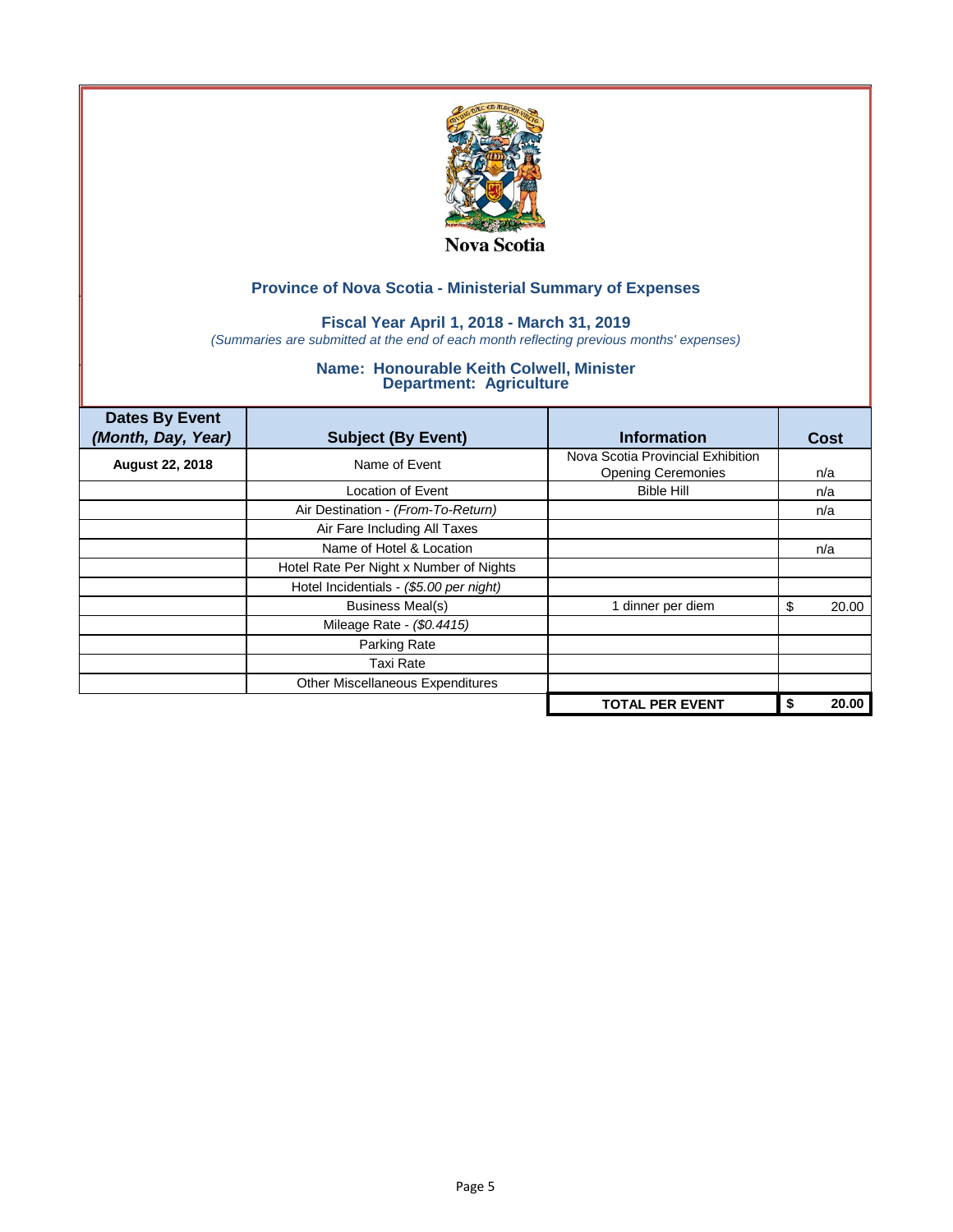Nova Scotia

## Province of Nova Scotia - Ministerial Summary of Expenses

### Fiscal Year April 1, 2018 - March 31, 2019

*(Summaries are submitted at the end of each month reflecting previous months' expenses)*

### Name: Honourable Keith Colwell, Minister
### Department: Agriculture

| Dates By Event *(Month, Day, Year)* | Subject (By Event) | Information | Cost |
|---|---|---|---|
| **August 22, 2018** | Name of Event | Nova Scotia Provincial Exhibition Opening Ceremonies | n/a |
| | Location of Event | Bible Hill | n/a |
| | Air Destination - *(From-To-Return)* | | n/a |
| | Air Fare Including All Taxes | | |
| | Name of Hotel & Location | | n/a |
| | Hotel Rate Per Night x Number of Nights | | |
| | Hotel Incidentials - *($5.00 per night)* | | |
| | Business Meal(s) | 1 dinner per diem | $ 20.00 |
| | Mileage Rate - *($0.4415)* | | |
| | Parking Rate | | |
| | Taxi Rate | | |
| | Other Miscellaneous Expenditures | | |
| | | **TOTAL PER EVENT** | **$ 20.00** |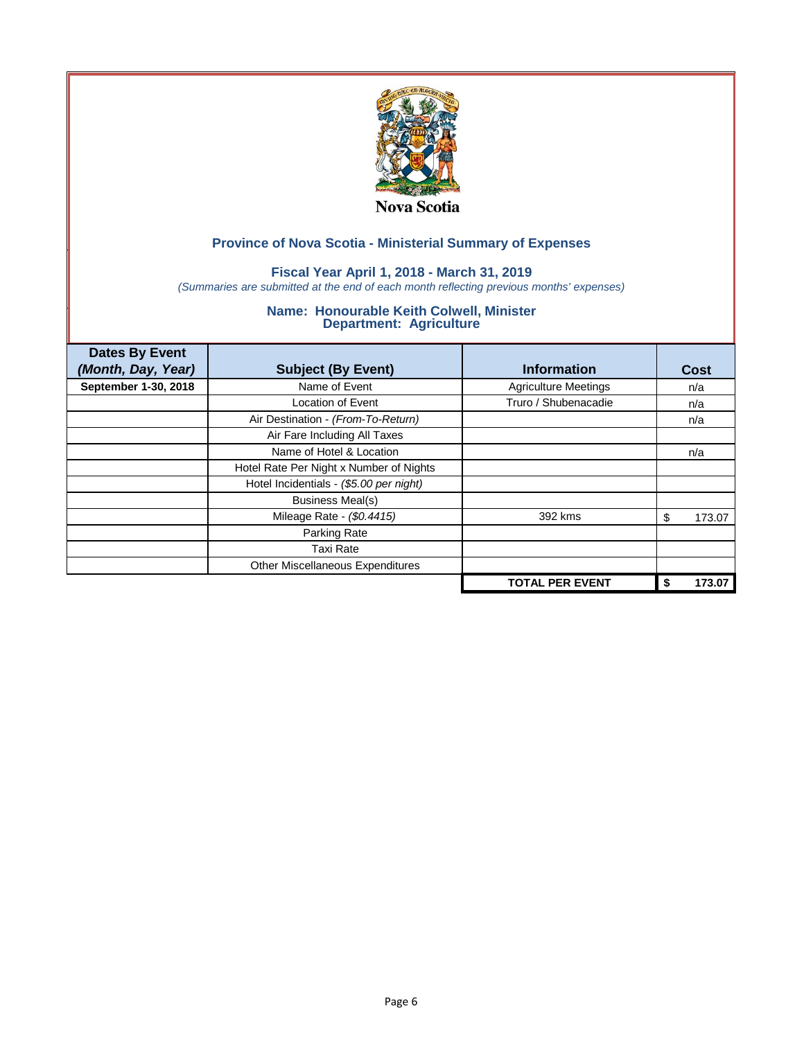Nova Scotia

## Province of Nova Scotia - Ministerial Summary of Expenses

### Fiscal Year April 1, 2018 - March 31, 2019

*(Summaries are submitted at the end of each month reflecting previous months' expenses)*

### Name: Honourable Keith Colwell, Minister
### Department: Agriculture

| Dates By Event *(Month, Day, Year)* | Subject (By Event) | Information | Cost |
|---|---|---|---|
| **September 1-30, 2018** | Name of Event | Agriculture Meetings | n/a |
| | Location of Event | Truro / Shubenacadie | n/a |
| | Air Destination - *(From-To-Return)* | | n/a |
| | Air Fare Including All Taxes | | |
| | Name of Hotel & Location | | n/a |
| | Hotel Rate Per Night x Number of Nights | | |
| | Hotel Incidentials - *($5.00 per night)* | | |
| | Business Meal(s) | | |
| | Mileage Rate - *($0.4415)* | 392 kms | $ 173.07 |
| | Parking Rate | | |
| | Taxi Rate | | |
| | Other Miscellaneous Expenditures | | |
| | | **TOTAL PER EVENT** | **$ 173.07** |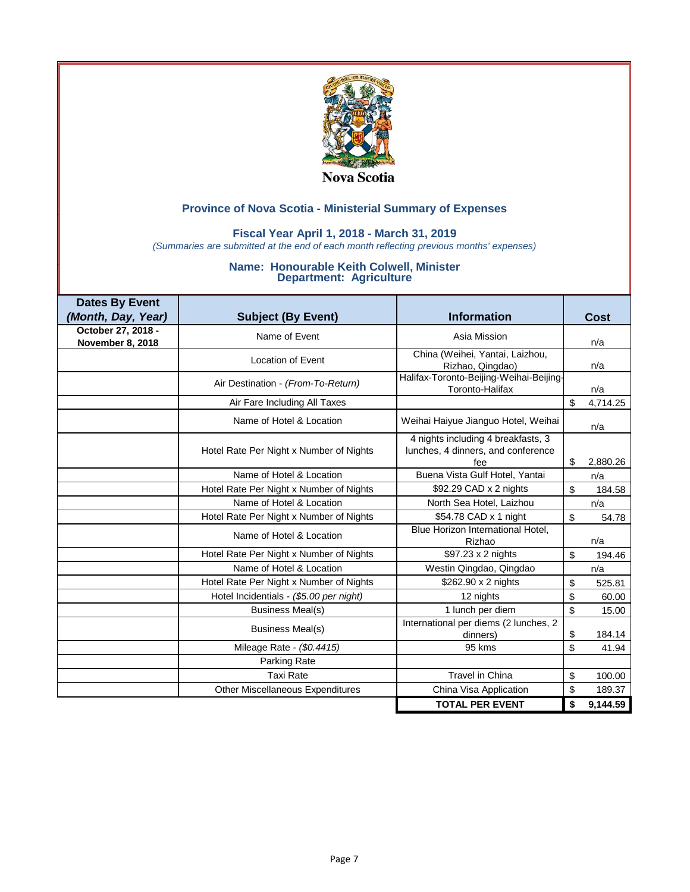Nova Scotia

## Province of Nova Scotia - Ministerial Summary of Expenses

### Fiscal Year April 1, 2018 - March 31, 2019

*(Summaries are submitted at the end of each month reflecting previous months' expenses)*

### Name: Honourable Keith Colwell, Minister
### Department: Agriculture

| Dates By Event *(Month, Day, Year)* | Subject (By Event) | Information | Cost |
|---|---|---|---|
| **October 27, 2018 - November 8, 2018** | Name of Event | Asia Mission | n/a |
| | Location of Event | China (Weihei, Yantai, Laizhou, Rizhao, Qingdao) | n/a |
| | Air Destination - *(From-To-Return)* | Halifax-Toronto-Beijing-Weihai-Beijing-Toronto-Halifax | n/a |
| | Air Fare Including All Taxes | | $ 4,714.25 |
| | Name of Hotel & Location | Weihai Haiyue Jianguo Hotel, Weihai | n/a |
| | Hotel Rate Per Night x Number of Nights | 4 nights including 4 breakfasts, 3 lunches, 4 dinners, and conference fee | $ 2,880.26 |
| | Name of Hotel & Location | Buena Vista Gulf Hotel, Yantai | n/a |
| | Hotel Rate Per Night x Number of Nights | $92.29 CAD x 2 nights | $ 184.58 |
| | Name of Hotel & Location | North Sea Hotel, Laizhou | n/a |
| | Hotel Rate Per Night x Number of Nights | $54.78 CAD x 1 night | $ 54.78 |
| | Name of Hotel & Location | Blue Horizon International Hotel, Rizhao | n/a |
| | Hotel Rate Per Night x Number of Nights | $97.23 x 2 nights | $ 194.46 |
| | Name of Hotel & Location | Westin Qingdao, Qingdao | n/a |
| | Hotel Rate Per Night x Number of Nights | $262.90 x 2 nights | $ 525.81 |
| | Hotel Incidentials - *($5.00 per night)* | 12 nights | $ 60.00 |
| | Business Meal(s) | 1 lunch per diem | $ 15.00 |
| | Business Meal(s) | International per diems (2 lunches, 2 dinners) | $ 184.14 |
| | Mileage Rate - *($0.4415)* | 95 kms | $ 41.94 |
| | Parking Rate | | |
| | Taxi Rate | Travel in China | $ 100.00 |
| | Other Miscellaneous Expenditures | China Visa Application | $ 189.37 |
| | | **TOTAL PER EVENT** | **$ 9,144.59** |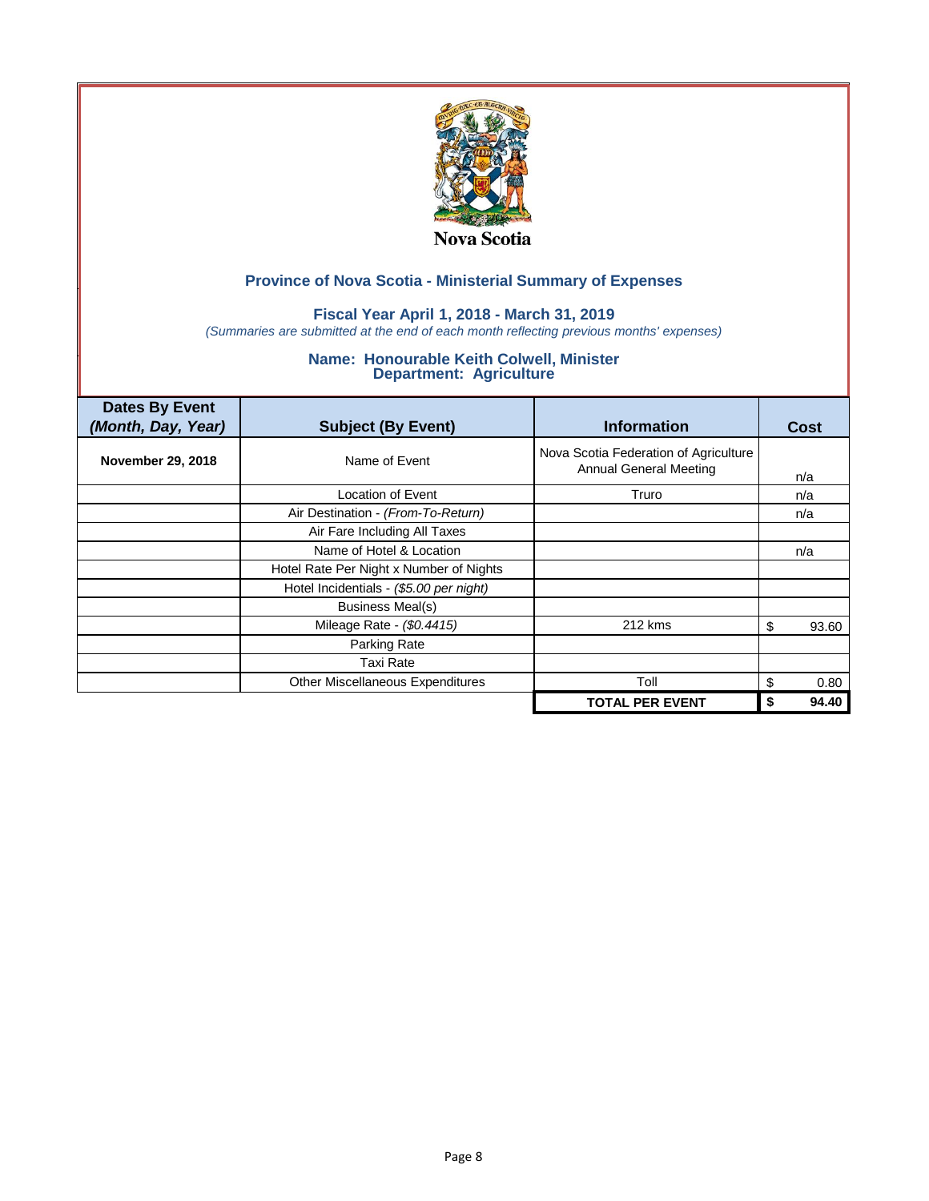Nova Scotia

## Province of Nova Scotia - Ministerial Summary of Expenses

### Fiscal Year April 1, 2018 - March 31, 2019

*(Summaries are submitted at the end of each month reflecting previous months' expenses)*

### Name: Honourable Keith Colwell, Minister
### Department: Agriculture

| Dates By Event *(Month, Day, Year)* | Subject (By Event) | Information | Cost |
|---|---|---|---|
| **November 29, 2018** | Name of Event | Nova Scotia Federation of Agriculture Annual General Meeting | n/a |
| | Location of Event | Truro | n/a |
| | Air Destination - *(From-To-Return)* | | n/a |
| | Air Fare Including All Taxes | | |
| | Name of Hotel & Location | | n/a |
| | Hotel Rate Per Night x Number of Nights | | |
| | Hotel Incidentials - *($5.00 per night)* | | |
| | Business Meal(s) | | |
| | Mileage Rate - *($0.4415)* | 212 kms | $ 93.60 |
| | Parking Rate | | |
| | Taxi Rate | | |
| | Other Miscellaneous Expenditures | Toll | $ 0.80 |
| | | **TOTAL PER EVENT** | **$ 94.40** |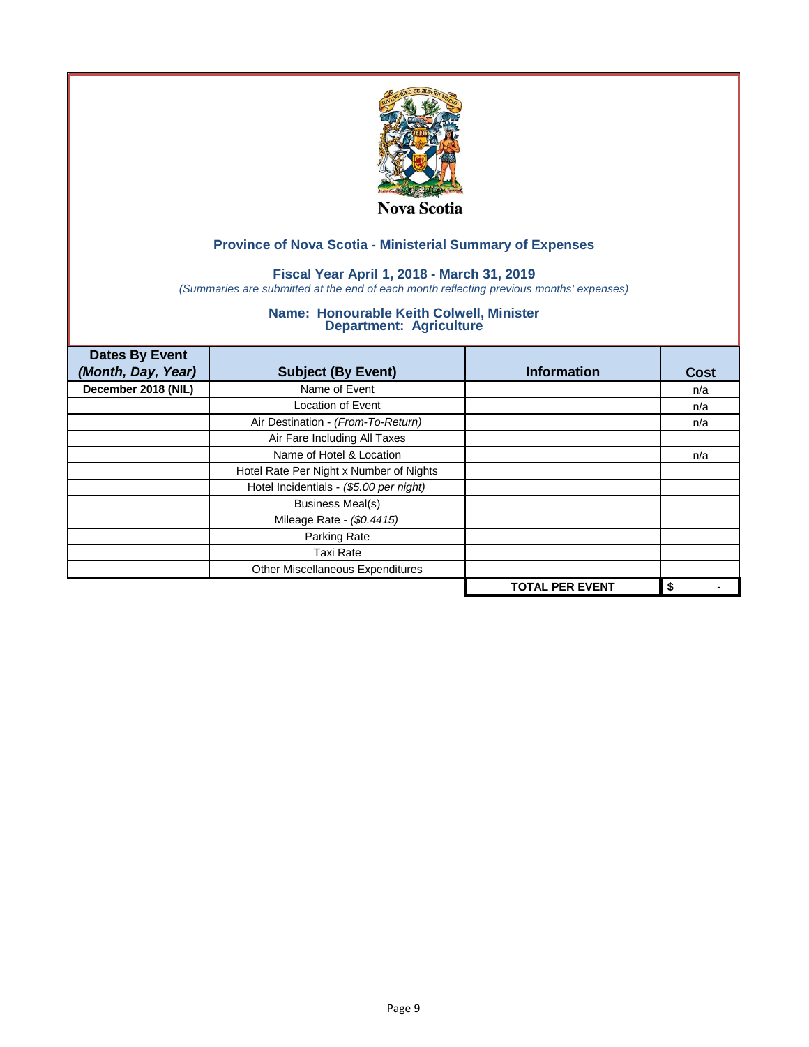Nova Scotia

## Province of Nova Scotia - Ministerial Summary of Expenses

### Fiscal Year April 1, 2018 - March 31, 2019

*(Summaries are submitted at the end of each month reflecting previous months' expenses)*

### Name: Honourable Keith Colwell, Minister
### Department: Agriculture

| Dates By Event *(Month, Day, Year)* | Subject (By Event) | Information | Cost |
|---|---|---|---|
| **December 2018 (NIL)** | Name of Event | | n/a |
| | Location of Event | | n/a |
| | Air Destination - *(From-To-Return)* | | n/a |
| | Air Fare Including All Taxes | | |
| | Name of Hotel & Location | | n/a |
| | Hotel Rate Per Night x Number of Nights | | |
| | Hotel Incidentials - *($5.00 per night)* | | |
| | Business Meal(s) | | |
| | Mileage Rate - *($0.4415)* | | |
| | Parking Rate | | |
| | Taxi Rate | | |
| | Other Miscellaneous Expenditures | | |
| | | **TOTAL PER EVENT** | **$ -** |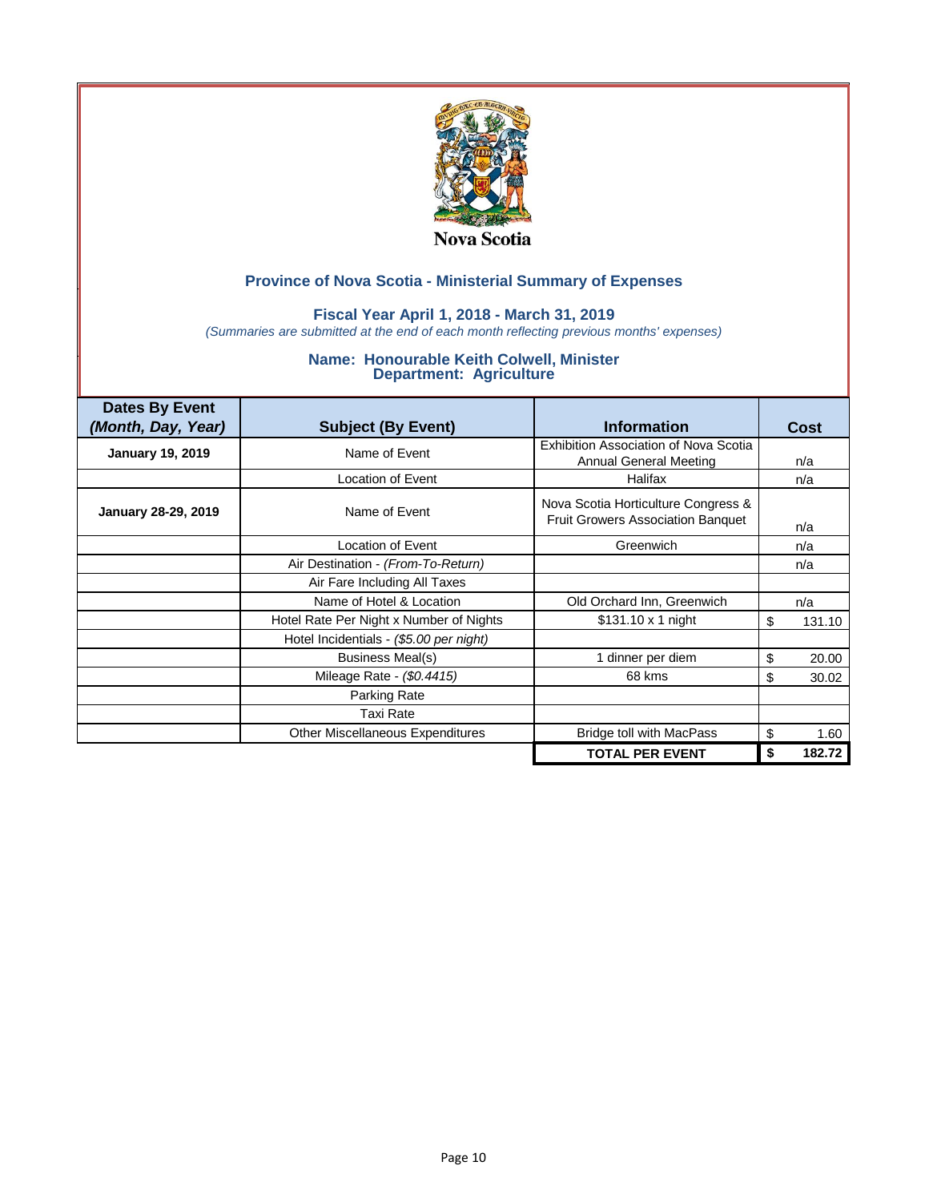Nova Scotia

## Province of Nova Scotia - Ministerial Summary of Expenses

### Fiscal Year April 1, 2018 - March 31, 2019

*(Summaries are submitted at the end of each month reflecting previous months' expenses)*

### Name: Honourable Keith Colwell, Minister
### Department: Agriculture

| Dates By Event *(Month, Day, Year)* | Subject (By Event) | Information | Cost |
|---|---|---|---|
| **January 19, 2019** | Name of Event | Exhibition Association of Nova Scotia Annual General Meeting | n/a |
| | Location of Event | Halifax | n/a |
| **January 28-29, 2019** | Name of Event | Nova Scotia Horticulture Congress & Fruit Growers Association Banquet | n/a |
| | Location of Event | Greenwich | n/a |
| | Air Destination - *(From-To-Return)* | | n/a |
| | Air Fare Including All Taxes | | |
| | Name of Hotel & Location | Old Orchard Inn, Greenwich | n/a |
| | Hotel Rate Per Night x Number of Nights | $131.10 x 1 night | $ 131.10 |
| | Hotel Incidentials - *($5.00 per night)* | | |
| | Business Meal(s) | 1 dinner per diem | $ 20.00 |
| | Mileage Rate - *($0.4415)* | 68 kms | $ 30.02 |
| | Parking Rate | | |
| | Taxi Rate | | |
| | Other Miscellaneous Expenditures | Bridge toll with MacPass | $ 1.60 |
| | | **TOTAL PER EVENT** | **$ 182.72** |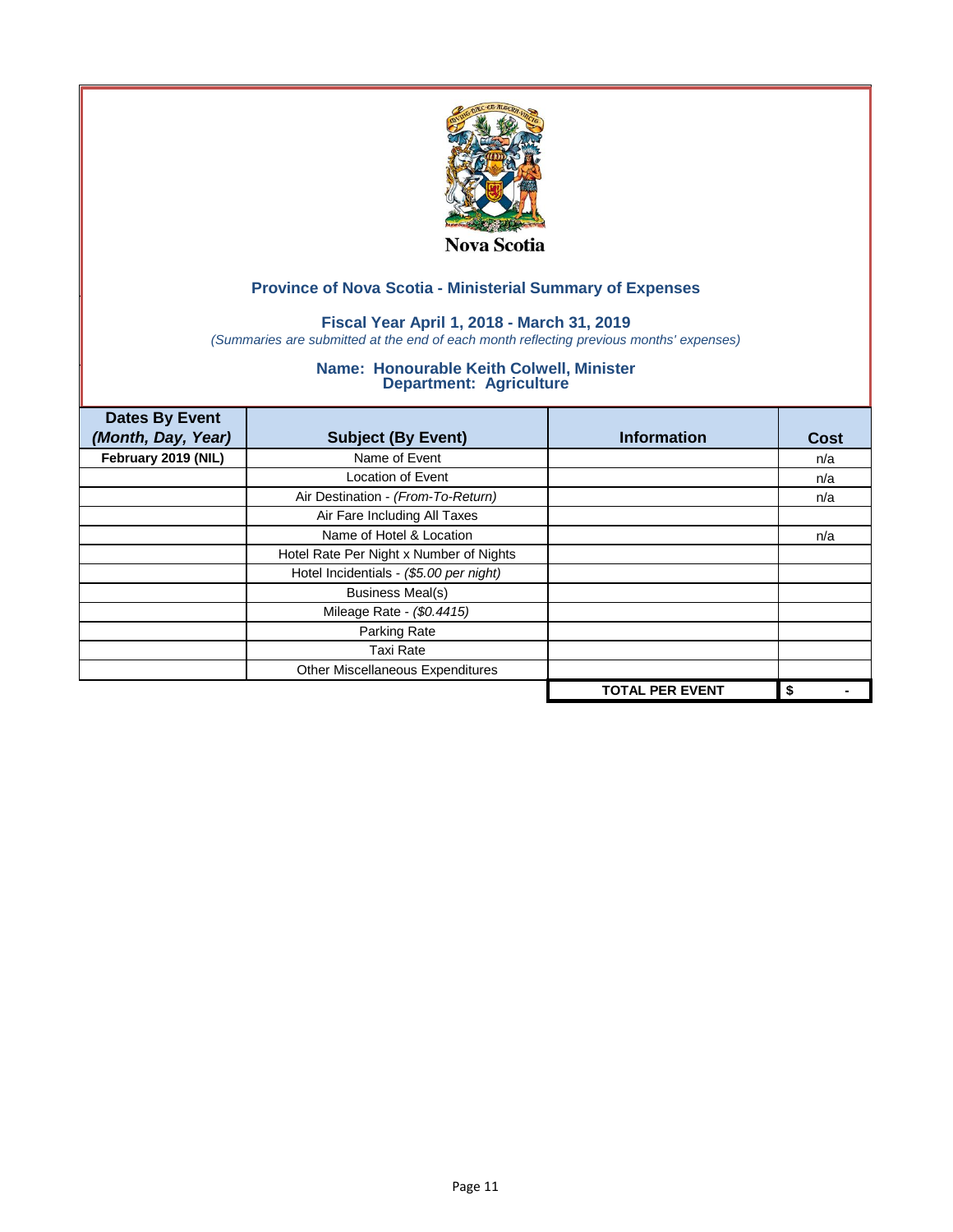Nova Scotia

## Province of Nova Scotia - Ministerial Summary of Expenses

### Fiscal Year April 1, 2018 - March 31, 2019

*(Summaries are submitted at the end of each month reflecting previous months' expenses)*

### Name: Honourable Keith Colwell, Minister
### Department: Agriculture

| Dates By Event *(Month, Day, Year)* | Subject (By Event) | Information | Cost |
|---|---|---|---|
| **February 2019 (NIL)** | Name of Event | | n/a |
| | Location of Event | | n/a |
| | Air Destination - *(From-To-Return)* | | n/a |
| | Air Fare Including All Taxes | | |
| | Name of Hotel & Location | | n/a |
| | Hotel Rate Per Night x Number of Nights | | |
| | Hotel Incidentials - *($5.00 per night)* | | |
| | Business Meal(s) | | |
| | Mileage Rate - *($0.4415)* | | |
| | Parking Rate | | |
| | Taxi Rate | | |
| | Other Miscellaneous Expenditures | | |
| | | **TOTAL PER EVENT** | **$ -** |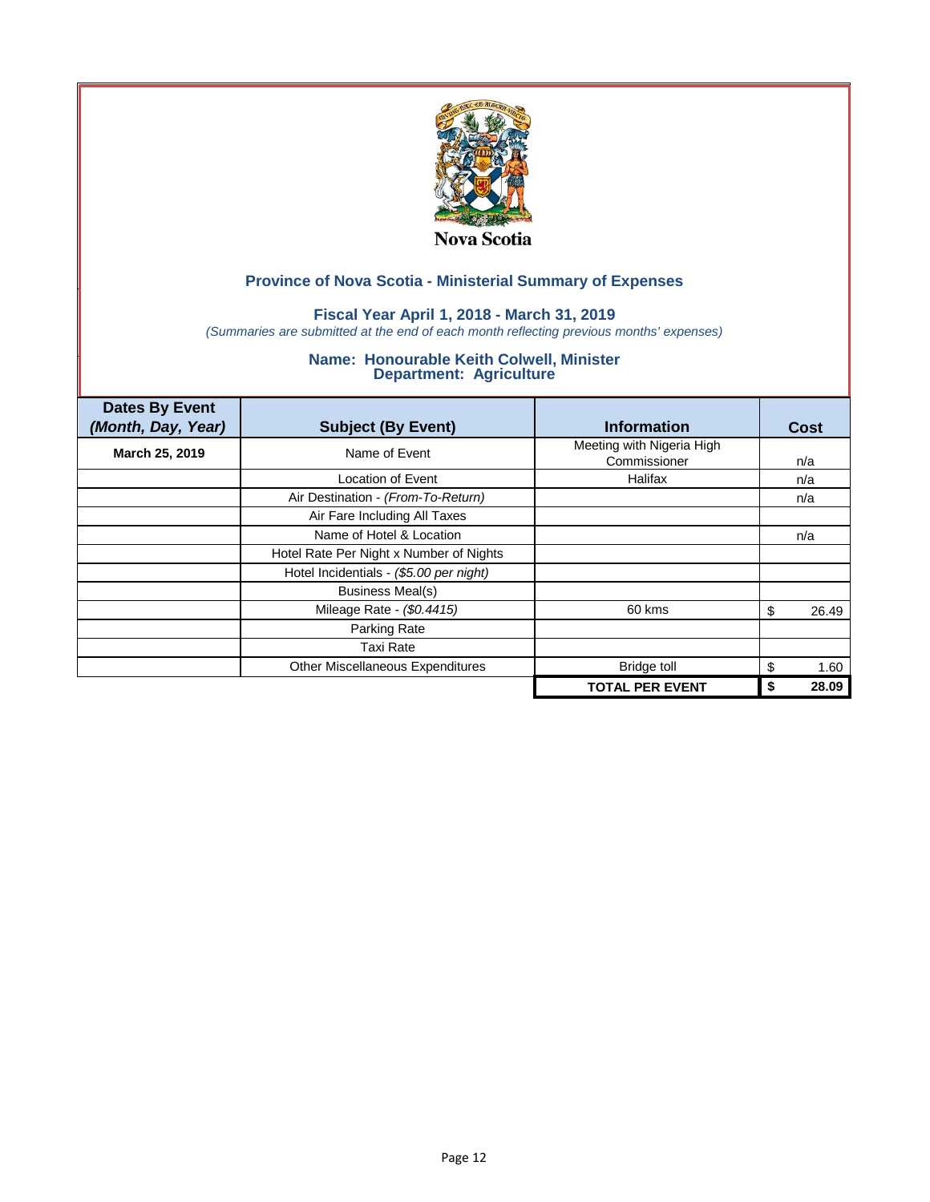Nova Scotia

## Province of Nova Scotia - Ministerial Summary of Expenses

### Fiscal Year April 1, 2018 - March 31, 2019

*(Summaries are submitted at the end of each month reflecting previous months' expenses)*

### Name: Honourable Keith Colwell, Minister
### Department: Agriculture

| Dates By Event *(Month, Day, Year)* | Subject (By Event) | Information | Cost |
|---|---|---|---|
| **March 25, 2019** | Name of Event | Meeting with Nigeria High Commissioner | n/a |
| | Location of Event | Halifax | n/a |
| | Air Destination - *(From-To-Return)* | | n/a |
| | Air Fare Including All Taxes | | |
| | Name of Hotel & Location | | n/a |
| | Hotel Rate Per Night x Number of Nights | | |
| | Hotel Incidentials - *($5.00 per night)* | | |
| | Business Meal(s) | | |
| | Mileage Rate - *($0.4415)* | 60 kms | $ 26.49 |
| | Parking Rate | | |
| | Taxi Rate | | |
| | Other Miscellaneous Expenditures | Bridge toll | $ 1.60 |
| | | **TOTAL PER EVENT** | **$ 28.09** |